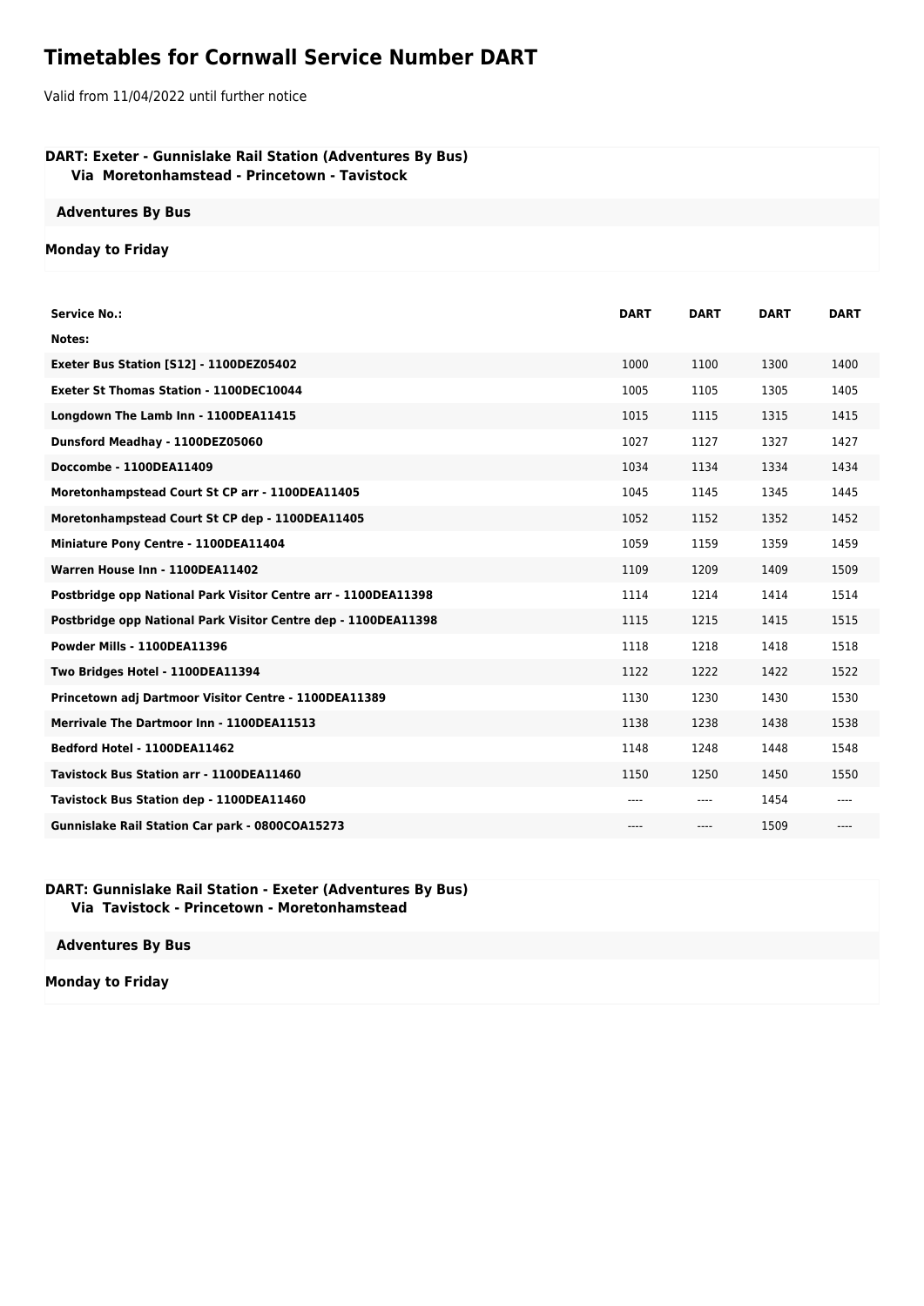# Timetables for Cornwall Service Number DART

Valid from 11/04/2022 until further notice

### DART: Exeter - Gunnislake Rail Station (Adventures By Bus)
**Via Moretonhamstead - Princetown - Tavistock**

**Adventures By Bus**

**Monday to Friday**

| Service No.: | DART | DART | DART | DART |
|---|---|---|---|---|
| Notes: | | | | |
| Exeter Bus Station [S12] - 1100DEZ05402 | 1000 | 1100 | 1300 | 1400 |
| Exeter St Thomas Station - 1100DEC10044 | 1005 | 1105 | 1305 | 1405 |
| Longdown The Lamb Inn - 1100DEA11415 | 1015 | 1115 | 1315 | 1415 |
| Dunsford Meadhay - 1100DEZ05060 | 1027 | 1127 | 1327 | 1427 |
| Doccombe - 1100DEA11409 | 1034 | 1134 | 1334 | 1434 |
| Moretonhampstead Court St CP arr - 1100DEA11405 | 1045 | 1145 | 1345 | 1445 |
| Moretonhampstead Court St CP dep - 1100DEA11405 | 1052 | 1152 | 1352 | 1452 |
| Miniature Pony Centre - 1100DEA11404 | 1059 | 1159 | 1359 | 1459 |
| Warren House Inn - 1100DEA11402 | 1109 | 1209 | 1409 | 1509 |
| Postbridge opp National Park Visitor Centre arr - 1100DEA11398 | 1114 | 1214 | 1414 | 1514 |
| Postbridge opp National Park Visitor Centre dep - 1100DEA11398 | 1115 | 1215 | 1415 | 1515 |
| Powder Mills - 1100DEA11396 | 1118 | 1218 | 1418 | 1518 |
| Two Bridges Hotel - 1100DEA11394 | 1122 | 1222 | 1422 | 1522 |
| Princetown adj Dartmoor Visitor Centre - 1100DEA11389 | 1130 | 1230 | 1430 | 1530 |
| Merrivale The Dartmoor Inn - 1100DEA11513 | 1138 | 1238 | 1438 | 1538 |
| Bedford Hotel - 1100DEA11462 | 1148 | 1248 | 1448 | 1548 |
| Tavistock Bus Station arr - 1100DEA11460 | 1150 | 1250 | 1450 | 1550 |
| Tavistock Bus Station dep - 1100DEA11460 | ---- | ---- | 1454 | ---- |
| Gunnislake Rail Station Car park - 0800COA15273 | ---- | ---- | 1509 | ---- |

### DART: Gunnislake Rail Station - Exeter (Adventures By Bus)
**Via Tavistock - Princetown - Moretonhamstead**

**Adventures By Bus**

**Monday to Friday**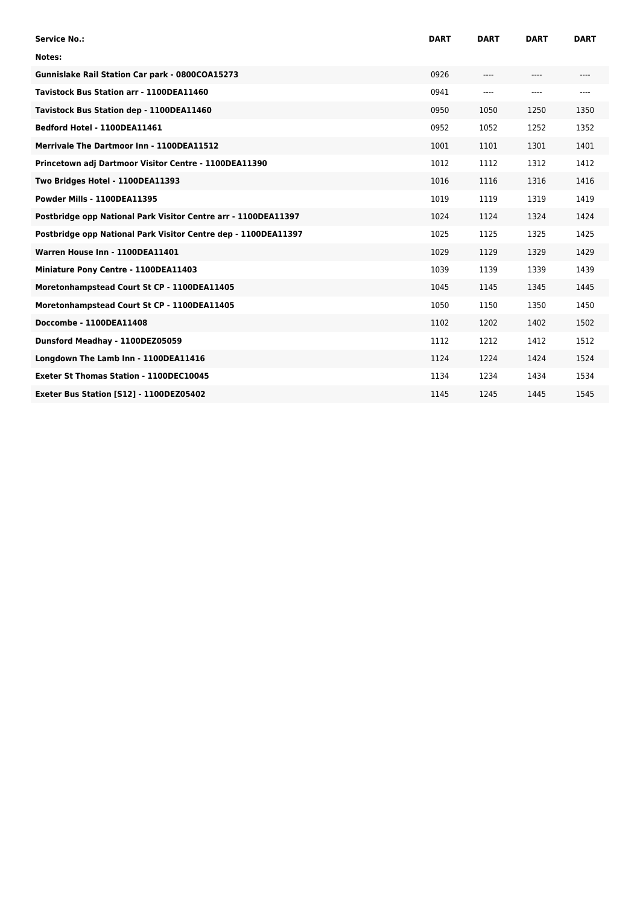| Service No.: | DART | DART | DART | DART |
|---|---|---|---|---|
| Notes: | | | | |
| Gunnislake Rail Station Car park - 0800COA15273 | 0926 | ---- | ---- | ---- |
| Tavistock Bus Station arr - 1100DEA11460 | 0941 | ---- | ---- | ---- |
| Tavistock Bus Station dep - 1100DEA11460 | 0950 | 1050 | 1250 | 1350 |
| Bedford Hotel - 1100DEA11461 | 0952 | 1052 | 1252 | 1352 |
| Merrivale The Dartmoor Inn - 1100DEA11512 | 1001 | 1101 | 1301 | 1401 |
| Princetown adj Dartmoor Visitor Centre - 1100DEA11390 | 1012 | 1112 | 1312 | 1412 |
| Two Bridges Hotel - 1100DEA11393 | 1016 | 1116 | 1316 | 1416 |
| Powder Mills - 1100DEA11395 | 1019 | 1119 | 1319 | 1419 |
| Postbridge opp National Park Visitor Centre arr - 1100DEA11397 | 1024 | 1124 | 1324 | 1424 |
| Postbridge opp National Park Visitor Centre dep - 1100DEA11397 | 1025 | 1125 | 1325 | 1425 |
| Warren House Inn - 1100DEA11401 | 1029 | 1129 | 1329 | 1429 |
| Miniature Pony Centre - 1100DEA11403 | 1039 | 1139 | 1339 | 1439 |
| Moretonhampstead Court St CP - 1100DEA11405 | 1045 | 1145 | 1345 | 1445 |
| Moretonhampstead Court St CP - 1100DEA11405 | 1050 | 1150 | 1350 | 1450 |
| Doccombe - 1100DEA11408 | 1102 | 1202 | 1402 | 1502 |
| Dunsford Meadhay - 1100DEZ05059 | 1112 | 1212 | 1412 | 1512 |
| Longdown The Lamb Inn - 1100DEA11416 | 1124 | 1224 | 1424 | 1524 |
| Exeter St Thomas Station - 1100DEC10045 | 1134 | 1234 | 1434 | 1534 |
| Exeter Bus Station [S12] - 1100DEZ05402 | 1145 | 1245 | 1445 | 1545 |